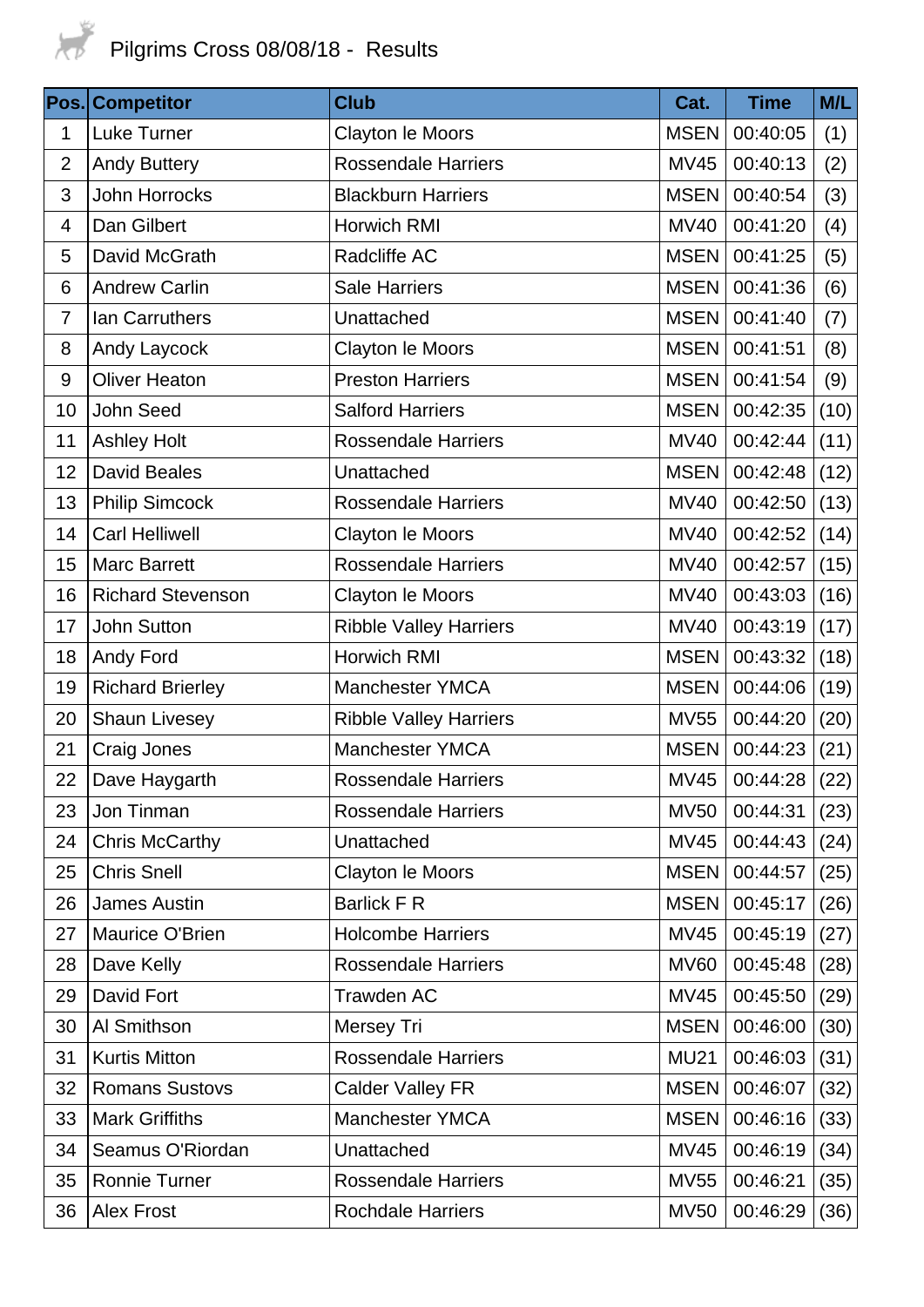# Pilgrims Cross 08/08/18 - Results

| Pos. | Competitor | Club | Cat. | Time | M/L |
|---|---|---|---|---|---|
| 1 | Luke Turner | Clayton le Moors | MSEN | 00:40:05 | (1) |
| 2 | Andy Buttery | Rossendale Harriers | MV45 | 00:40:13 | (2) |
| 3 | John Horrocks | Blackburn Harriers | MSEN | 00:40:54 | (3) |
| 4 | Dan Gilbert | Horwich RMI | MV40 | 00:41:20 | (4) |
| 5 | David McGrath | Radcliffe AC | MSEN | 00:41:25 | (5) |
| 6 | Andrew Carlin | Sale Harriers | MSEN | 00:41:36 | (6) |
| 7 | Ian Carruthers | Unattached | MSEN | 00:41:40 | (7) |
| 8 | Andy Laycock | Clayton le Moors | MSEN | 00:41:51 | (8) |
| 9 | Oliver Heaton | Preston Harriers | MSEN | 00:41:54 | (9) |
| 10 | John Seed | Salford Harriers | MSEN | 00:42:35 | (10) |
| 11 | Ashley Holt | Rossendale Harriers | MV40 | 00:42:44 | (11) |
| 12 | David Beales | Unattached | MSEN | 00:42:48 | (12) |
| 13 | Philip Simcock | Rossendale Harriers | MV40 | 00:42:50 | (13) |
| 14 | Carl Helliwell | Clayton le Moors | MV40 | 00:42:52 | (14) |
| 15 | Marc Barrett | Rossendale Harriers | MV40 | 00:42:57 | (15) |
| 16 | Richard Stevenson | Clayton le Moors | MV40 | 00:43:03 | (16) |
| 17 | John Sutton | Ribble Valley Harriers | MV40 | 00:43:19 | (17) |
| 18 | Andy Ford | Horwich RMI | MSEN | 00:43:32 | (18) |
| 19 | Richard Brierley | Manchester YMCA | MSEN | 00:44:06 | (19) |
| 20 | Shaun Livesey | Ribble Valley Harriers | MV55 | 00:44:20 | (20) |
| 21 | Craig Jones | Manchester YMCA | MSEN | 00:44:23 | (21) |
| 22 | Dave Haygarth | Rossendale Harriers | MV45 | 00:44:28 | (22) |
| 23 | Jon Tinman | Rossendale Harriers | MV50 | 00:44:31 | (23) |
| 24 | Chris McCarthy | Unattached | MV45 | 00:44:43 | (24) |
| 25 | Chris Snell | Clayton le Moors | MSEN | 00:44:57 | (25) |
| 26 | James Austin | Barlick F R | MSEN | 00:45:17 | (26) |
| 27 | Maurice O'Brien | Holcombe Harriers | MV45 | 00:45:19 | (27) |
| 28 | Dave Kelly | Rossendale Harriers | MV60 | 00:45:48 | (28) |
| 29 | David Fort | Trawden AC | MV45 | 00:45:50 | (29) |
| 30 | Al Smithson | Mersey Tri | MSEN | 00:46:00 | (30) |
| 31 | Kurtis Mitton | Rossendale Harriers | MU21 | 00:46:03 | (31) |
| 32 | Romans Sustovs | Calder Valley FR | MSEN | 00:46:07 | (32) |
| 33 | Mark Griffiths | Manchester YMCA | MSEN | 00:46:16 | (33) |
| 34 | Seamus O'Riordan | Unattached | MV45 | 00:46:19 | (34) |
| 35 | Ronnie Turner | Rossendale Harriers | MV55 | 00:46:21 | (35) |
| 36 | Alex Frost | Rochdale Harriers | MV50 | 00:46:29 | (36) |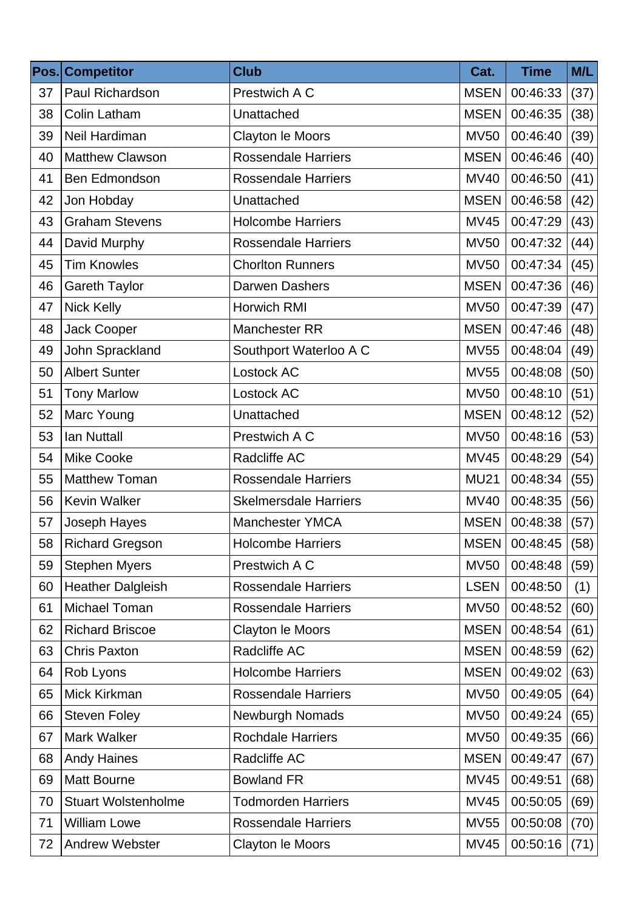| Pos. | Competitor | Club | Cat. | Time | M/L |
|---|---|---|---|---|---|
| 37 | Paul Richardson | Prestwich A C | MSEN | 00:46:33 | (37) |
| 38 | Colin Latham | Unattached | MSEN | 00:46:35 | (38) |
| 39 | Neil Hardiman | Clayton le Moors | MV50 | 00:46:40 | (39) |
| 40 | Matthew Clawson | Rossendale Harriers | MSEN | 00:46:46 | (40) |
| 41 | Ben Edmondson | Rossendale Harriers | MV40 | 00:46:50 | (41) |
| 42 | Jon Hobday | Unattached | MSEN | 00:46:58 | (42) |
| 43 | Graham Stevens | Holcombe Harriers | MV45 | 00:47:29 | (43) |
| 44 | David Murphy | Rossendale Harriers | MV50 | 00:47:32 | (44) |
| 45 | Tim Knowles | Chorlton Runners | MV50 | 00:47:34 | (45) |
| 46 | Gareth Taylor | Darwen Dashers | MSEN | 00:47:36 | (46) |
| 47 | Nick Kelly | Horwich RMI | MV50 | 00:47:39 | (47) |
| 48 | Jack Cooper | Manchester RR | MSEN | 00:47:46 | (48) |
| 49 | John Sprackland | Southport Waterloo A C | MV55 | 00:48:04 | (49) |
| 50 | Albert Sunter | Lostock AC | MV55 | 00:48:08 | (50) |
| 51 | Tony Marlow | Lostock AC | MV50 | 00:48:10 | (51) |
| 52 | Marc Young | Unattached | MSEN | 00:48:12 | (52) |
| 53 | Ian Nuttall | Prestwich A C | MV50 | 00:48:16 | (53) |
| 54 | Mike Cooke | Radcliffe AC | MV45 | 00:48:29 | (54) |
| 55 | Matthew Toman | Rossendale Harriers | MU21 | 00:48:34 | (55) |
| 56 | Kevin Walker | Skelmersdale Harriers | MV40 | 00:48:35 | (56) |
| 57 | Joseph Hayes | Manchester YMCA | MSEN | 00:48:38 | (57) |
| 58 | Richard Gregson | Holcombe Harriers | MSEN | 00:48:45 | (58) |
| 59 | Stephen Myers | Prestwich A C | MV50 | 00:48:48 | (59) |
| 60 | Heather Dalgleish | Rossendale Harriers | LSEN | 00:48:50 | (1) |
| 61 | Michael Toman | Rossendale Harriers | MV50 | 00:48:52 | (60) |
| 62 | Richard Briscoe | Clayton le Moors | MSEN | 00:48:54 | (61) |
| 63 | Chris Paxton | Radcliffe AC | MSEN | 00:48:59 | (62) |
| 64 | Rob Lyons | Holcombe Harriers | MSEN | 00:49:02 | (63) |
| 65 | Mick Kirkman | Rossendale Harriers | MV50 | 00:49:05 | (64) |
| 66 | Steven Foley | Newburgh Nomads | MV50 | 00:49:24 | (65) |
| 67 | Mark Walker | Rochdale Harriers | MV50 | 00:49:35 | (66) |
| 68 | Andy Haines | Radcliffe AC | MSEN | 00:49:47 | (67) |
| 69 | Matt Bourne | Bowland FR | MV45 | 00:49:51 | (68) |
| 70 | Stuart Wolstenholme | Todmorden Harriers | MV45 | 00:50:05 | (69) |
| 71 | William Lowe | Rossendale Harriers | MV55 | 00:50:08 | (70) |
| 72 | Andrew Webster | Clayton le Moors | MV45 | 00:50:16 | (71) |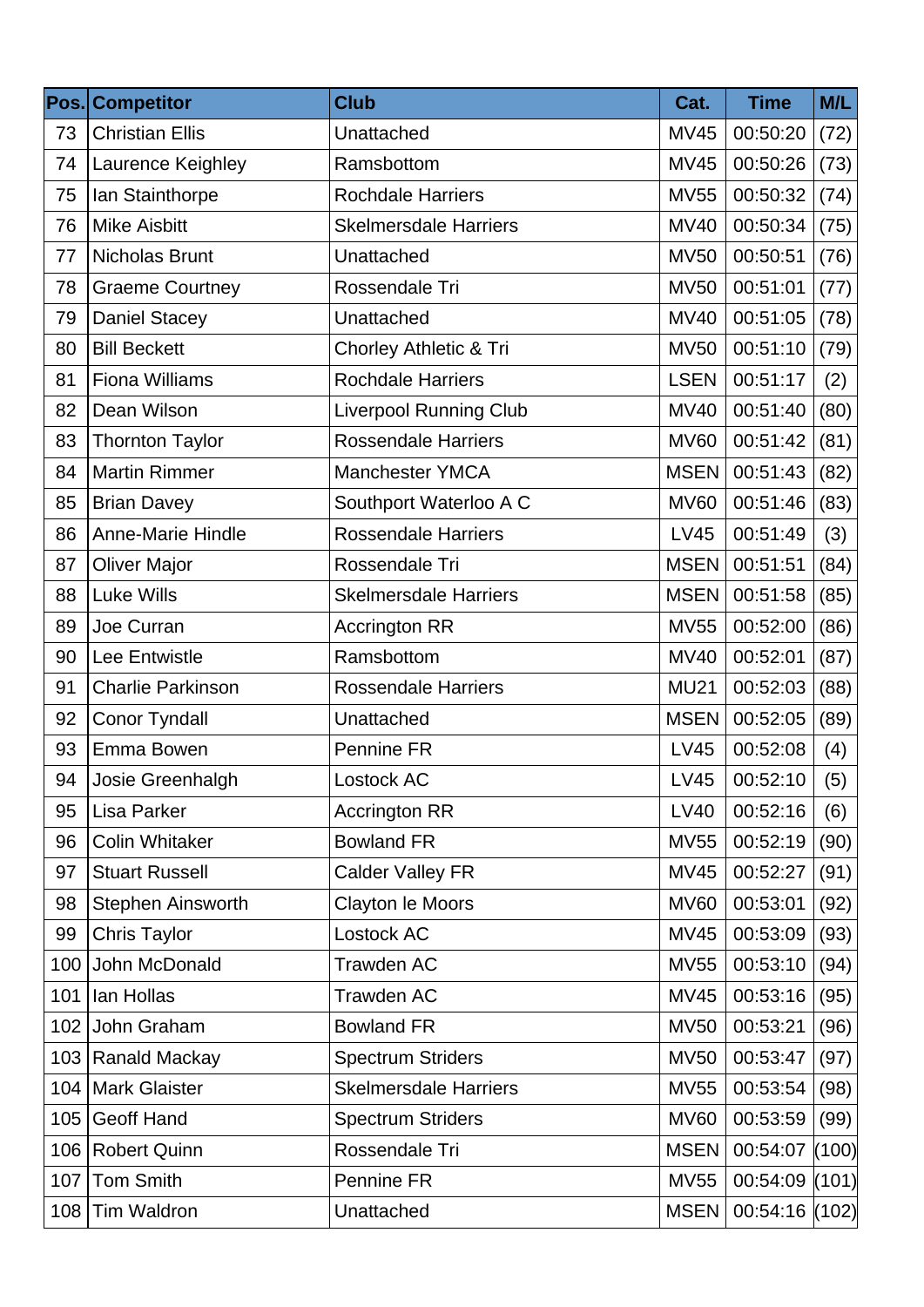| Pos. | Competitor | Club | Cat. | Time | M/L |
|---|---|---|---|---|---|
| 73 | Christian Ellis | Unattached | MV45 | 00:50:20 | (72) |
| 74 | Laurence Keighley | Ramsbottom | MV45 | 00:50:26 | (73) |
| 75 | Ian Stainthorpe | Rochdale Harriers | MV55 | 00:50:32 | (74) |
| 76 | Mike Aisbitt | Skelmersdale Harriers | MV40 | 00:50:34 | (75) |
| 77 | Nicholas Brunt | Unattached | MV50 | 00:50:51 | (76) |
| 78 | Graeme Courtney | Rossendale Tri | MV50 | 00:51:01 | (77) |
| 79 | Daniel Stacey | Unattached | MV40 | 00:51:05 | (78) |
| 80 | Bill Beckett | Chorley Athletic & Tri | MV50 | 00:51:10 | (79) |
| 81 | Fiona Williams | Rochdale Harriers | LSEN | 00:51:17 | (2) |
| 82 | Dean Wilson | Liverpool Running Club | MV40 | 00:51:40 | (80) |
| 83 | Thornton Taylor | Rossendale Harriers | MV60 | 00:51:42 | (81) |
| 84 | Martin Rimmer | Manchester YMCA | MSEN | 00:51:43 | (82) |
| 85 | Brian Davey | Southport Waterloo A C | MV60 | 00:51:46 | (83) |
| 86 | Anne-Marie Hindle | Rossendale Harriers | LV45 | 00:51:49 | (3) |
| 87 | Oliver Major | Rossendale Tri | MSEN | 00:51:51 | (84) |
| 88 | Luke Wills | Skelmersdale Harriers | MSEN | 00:51:58 | (85) |
| 89 | Joe Curran | Accrington RR | MV55 | 00:52:00 | (86) |
| 90 | Lee Entwistle | Ramsbottom | MV40 | 00:52:01 | (87) |
| 91 | Charlie Parkinson | Rossendale Harriers | MU21 | 00:52:03 | (88) |
| 92 | Conor Tyndall | Unattached | MSEN | 00:52:05 | (89) |
| 93 | Emma Bowen | Pennine FR | LV45 | 00:52:08 | (4) |
| 94 | Josie Greenhalgh | Lostock AC | LV45 | 00:52:10 | (5) |
| 95 | Lisa Parker | Accrington RR | LV40 | 00:52:16 | (6) |
| 96 | Colin Whitaker | Bowland FR | MV55 | 00:52:19 | (90) |
| 97 | Stuart Russell | Calder Valley FR | MV45 | 00:52:27 | (91) |
| 98 | Stephen Ainsworth | Clayton le Moors | MV60 | 00:53:01 | (92) |
| 99 | Chris Taylor | Lostock AC | MV45 | 00:53:09 | (93) |
| 100 | John McDonald | Trawden AC | MV55 | 00:53:10 | (94) |
| 101 | Ian Hollas | Trawden AC | MV45 | 00:53:16 | (95) |
| 102 | John Graham | Bowland FR | MV50 | 00:53:21 | (96) |
| 103 | Ranald Mackay | Spectrum Striders | MV50 | 00:53:47 | (97) |
| 104 | Mark Glaister | Skelmersdale Harriers | MV55 | 00:53:54 | (98) |
| 105 | Geoff Hand | Spectrum Striders | MV60 | 00:53:59 | (99) |
| 106 | Robert Quinn | Rossendale Tri | MSEN | 00:54:07 | (100) |
| 107 | Tom Smith | Pennine FR | MV55 | 00:54:09 | (101) |
| 108 | Tim Waldron | Unattached | MSEN | 00:54:16 | (102) |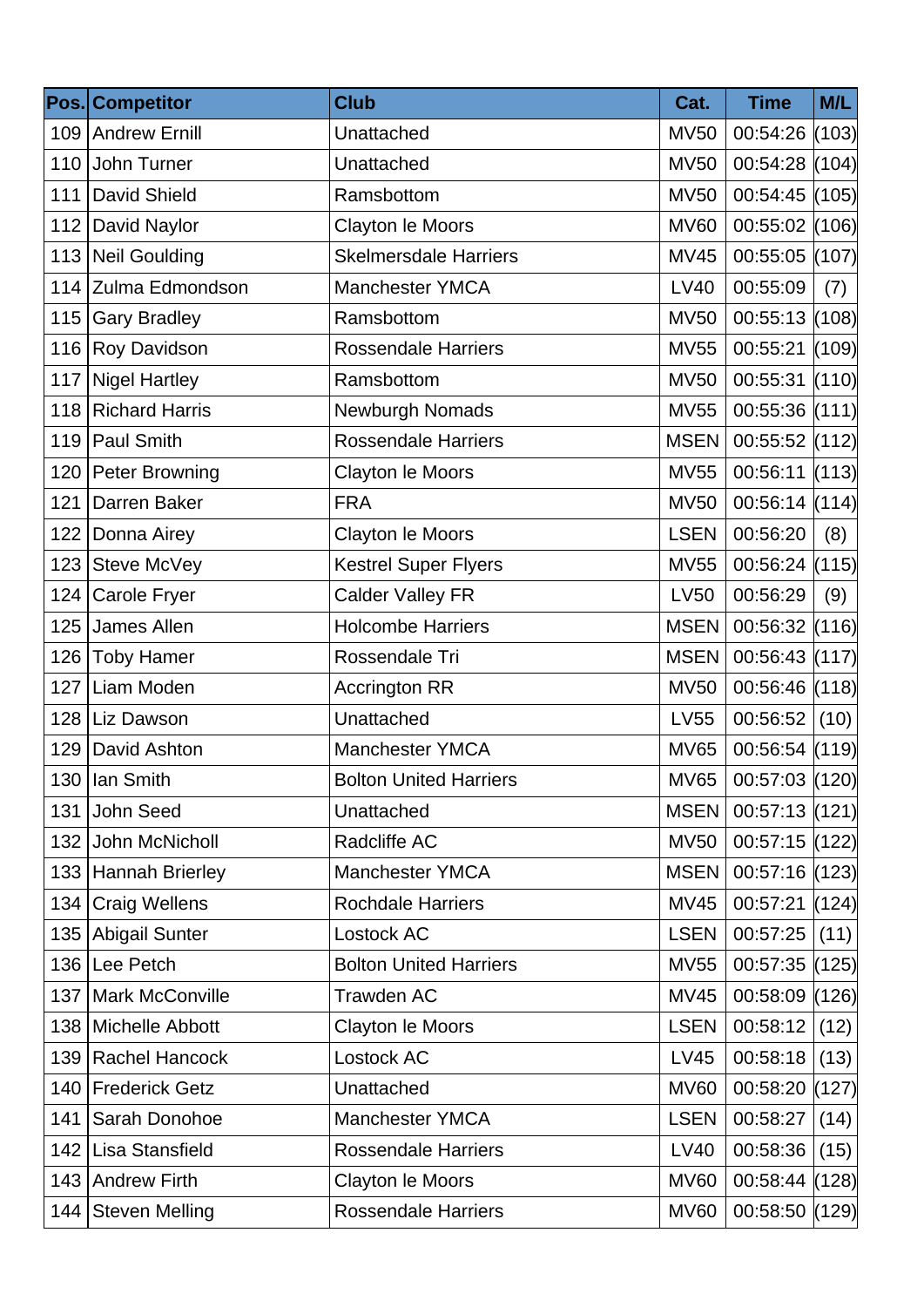| Pos. | Competitor | Club | Cat. | Time | M/L |
|---|---|---|---|---|---|
| 109 | Andrew Ernill | Unattached | MV50 | 00:54:26 | (103) |
| 110 | John Turner | Unattached | MV50 | 00:54:28 | (104) |
| 111 | David Shield | Ramsbottom | MV50 | 00:54:45 | (105) |
| 112 | David Naylor | Clayton le Moors | MV60 | 00:55:02 | (106) |
| 113 | Neil Goulding | Skelmersdale Harriers | MV45 | 00:55:05 | (107) |
| 114 | Zulma Edmondson | Manchester YMCA | LV40 | 00:55:09 | (7) |
| 115 | Gary Bradley | Ramsbottom | MV50 | 00:55:13 | (108) |
| 116 | Roy Davidson | Rossendale Harriers | MV55 | 00:55:21 | (109) |
| 117 | Nigel Hartley | Ramsbottom | MV50 | 00:55:31 | (110) |
| 118 | Richard Harris | Newburgh Nomads | MV55 | 00:55:36 | (111) |
| 119 | Paul Smith | Rossendale Harriers | MSEN | 00:55:52 | (112) |
| 120 | Peter Browning | Clayton le Moors | MV55 | 00:56:11 | (113) |
| 121 | Darren Baker | FRA | MV50 | 00:56:14 | (114) |
| 122 | Donna Airey | Clayton le Moors | LSEN | 00:56:20 | (8) |
| 123 | Steve McVey | Kestrel Super Flyers | MV55 | 00:56:24 | (115) |
| 124 | Carole Fryer | Calder Valley FR | LV50 | 00:56:29 | (9) |
| 125 | James Allen | Holcombe Harriers | MSEN | 00:56:32 | (116) |
| 126 | Toby Hamer | Rossendale Tri | MSEN | 00:56:43 | (117) |
| 127 | Liam Moden | Accrington RR | MV50 | 00:56:46 | (118) |
| 128 | Liz Dawson | Unattached | LV55 | 00:56:52 | (10) |
| 129 | David Ashton | Manchester YMCA | MV65 | 00:56:54 | (119) |
| 130 | Ian Smith | Bolton United Harriers | MV65 | 00:57:03 | (120) |
| 131 | John Seed | Unattached | MSEN | 00:57:13 | (121) |
| 132 | John McNicholl | Radcliffe AC | MV50 | 00:57:15 | (122) |
| 133 | Hannah Brierley | Manchester YMCA | MSEN | 00:57:16 | (123) |
| 134 | Craig Wellens | Rochdale Harriers | MV45 | 00:57:21 | (124) |
| 135 | Abigail Sunter | Lostock AC | LSEN | 00:57:25 | (11) |
| 136 | Lee Petch | Bolton United Harriers | MV55 | 00:57:35 | (125) |
| 137 | Mark McConville | Trawden AC | MV45 | 00:58:09 | (126) |
| 138 | Michelle Abbott | Clayton le Moors | LSEN | 00:58:12 | (12) |
| 139 | Rachel Hancock | Lostock AC | LV45 | 00:58:18 | (13) |
| 140 | Frederick Getz | Unattached | MV60 | 00:58:20 | (127) |
| 141 | Sarah Donohoe | Manchester YMCA | LSEN | 00:58:27 | (14) |
| 142 | Lisa Stansfield | Rossendale Harriers | LV40 | 00:58:36 | (15) |
| 143 | Andrew Firth | Clayton le Moors | MV60 | 00:58:44 | (128) |
| 144 | Steven Melling | Rossendale Harriers | MV60 | 00:58:50 | (129) |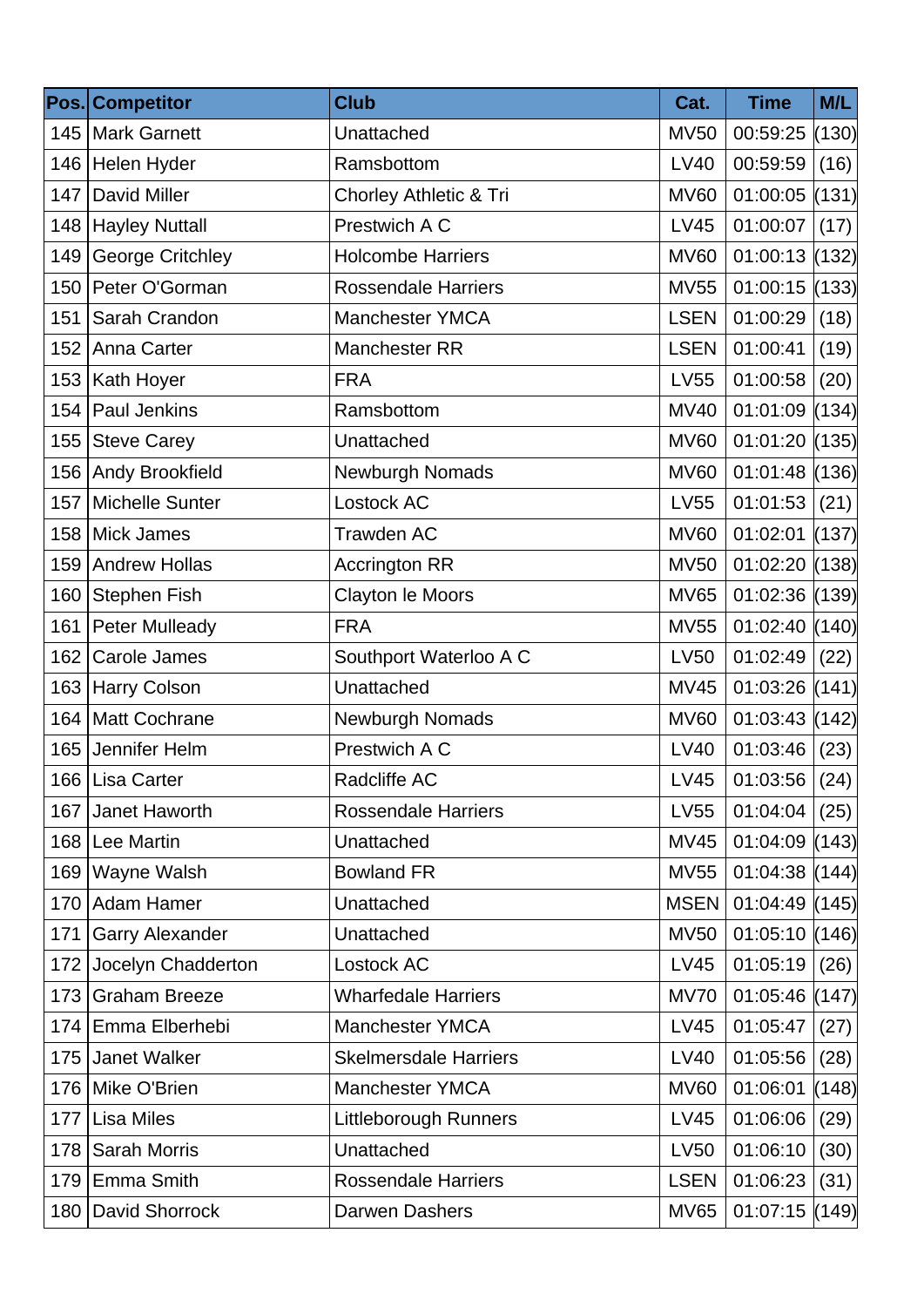| Pos. | Competitor | Club | Cat. | Time | M/L |
|---|---|---|---|---|---|
| 145 | Mark Garnett | Unattached | MV50 | 00:59:25 | (130) |
| 146 | Helen Hyder | Ramsbottom | LV40 | 00:59:59 | (16) |
| 147 | David Miller | Chorley Athletic & Tri | MV60 | 01:00:05 | (131) |
| 148 | Hayley Nuttall | Prestwich A C | LV45 | 01:00:07 | (17) |
| 149 | George Critchley | Holcombe Harriers | MV60 | 01:00:13 | (132) |
| 150 | Peter O'Gorman | Rossendale Harriers | MV55 | 01:00:15 | (133) |
| 151 | Sarah Crandon | Manchester YMCA | LSEN | 01:00:29 | (18) |
| 152 | Anna Carter | Manchester RR | LSEN | 01:00:41 | (19) |
| 153 | Kath Hoyer | FRA | LV55 | 01:00:58 | (20) |
| 154 | Paul Jenkins | Ramsbottom | MV40 | 01:01:09 | (134) |
| 155 | Steve Carey | Unattached | MV60 | 01:01:20 | (135) |
| 156 | Andy Brookfield | Newburgh Nomads | MV60 | 01:01:48 | (136) |
| 157 | Michelle Sunter | Lostock AC | LV55 | 01:01:53 | (21) |
| 158 | Mick James | Trawden AC | MV60 | 01:02:01 | (137) |
| 159 | Andrew Hollas | Accrington RR | MV50 | 01:02:20 | (138) |
| 160 | Stephen Fish | Clayton le Moors | MV65 | 01:02:36 | (139) |
| 161 | Peter Mulleady | FRA | MV55 | 01:02:40 | (140) |
| 162 | Carole James | Southport Waterloo A C | LV50 | 01:02:49 | (22) |
| 163 | Harry Colson | Unattached | MV45 | 01:03:26 | (141) |
| 164 | Matt Cochrane | Newburgh Nomads | MV60 | 01:03:43 | (142) |
| 165 | Jennifer Helm | Prestwich A C | LV40 | 01:03:46 | (23) |
| 166 | Lisa Carter | Radcliffe AC | LV45 | 01:03:56 | (24) |
| 167 | Janet Haworth | Rossendale Harriers | LV55 | 01:04:04 | (25) |
| 168 | Lee Martin | Unattached | MV45 | 01:04:09 | (143) |
| 169 | Wayne Walsh | Bowland FR | MV55 | 01:04:38 | (144) |
| 170 | Adam Hamer | Unattached | MSEN | 01:04:49 | (145) |
| 171 | Garry Alexander | Unattached | MV50 | 01:05:10 | (146) |
| 172 | Jocelyn Chadderton | Lostock AC | LV45 | 01:05:19 | (26) |
| 173 | Graham Breeze | Wharfedale Harriers | MV70 | 01:05:46 | (147) |
| 174 | Emma Elberhebi | Manchester YMCA | LV45 | 01:05:47 | (27) |
| 175 | Janet Walker | Skelmersdale Harriers | LV40 | 01:05:56 | (28) |
| 176 | Mike O'Brien | Manchester YMCA | MV60 | 01:06:01 | (148) |
| 177 | Lisa Miles | Littleborough Runners | LV45 | 01:06:06 | (29) |
| 178 | Sarah Morris | Unattached | LV50 | 01:06:10 | (30) |
| 179 | Emma Smith | Rossendale Harriers | LSEN | 01:06:23 | (31) |
| 180 | David Shorrock | Darwen Dashers | MV65 | 01:07:15 | (149) |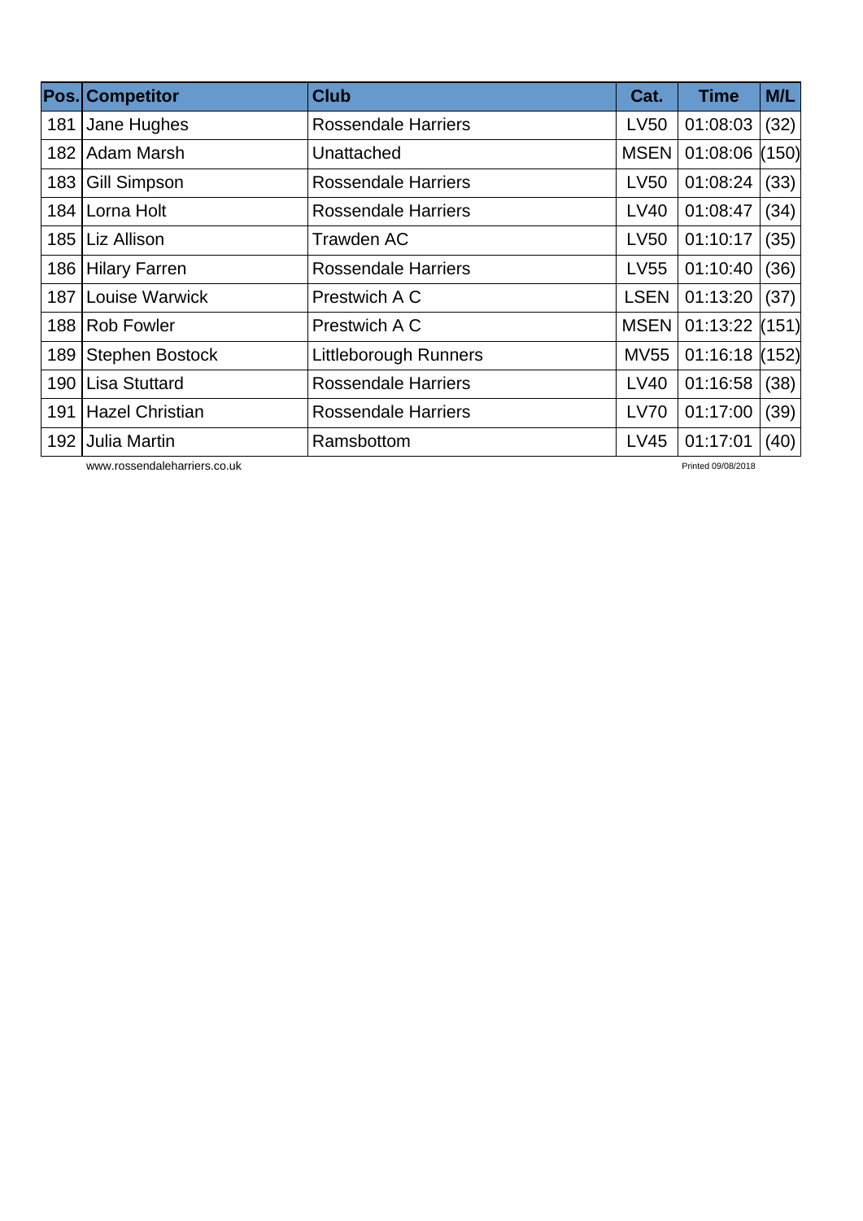| Pos. | Competitor | Club | Cat. | Time | M/L |
| --- | --- | --- | --- | --- | --- |
| 181 | Jane Hughes | Rossendale Harriers | LV50 | 01:08:03 | (32) |
| 182 | Adam Marsh | Unattached | MSEN | 01:08:06 | (150) |
| 183 | Gill Simpson | Rossendale Harriers | LV50 | 01:08:24 | (33) |
| 184 | Lorna Holt | Rossendale Harriers | LV40 | 01:08:47 | (34) |
| 185 | Liz Allison | Trawden AC | LV50 | 01:10:17 | (35) |
| 186 | Hilary Farren | Rossendale Harriers | LV55 | 01:10:40 | (36) |
| 187 | Louise Warwick | Prestwich A C | LSEN | 01:13:20 | (37) |
| 188 | Rob Fowler | Prestwich A C | MSEN | 01:13:22 | (151) |
| 189 | Stephen Bostock | Littleborough Runners | MV55 | 01:16:18 | (152) |
| 190 | Lisa Stuttard | Rossendale Harriers | LV40 | 01:16:58 | (38) |
| 191 | Hazel Christian | Rossendale Harriers | LV70 | 01:17:00 | (39) |
| 192 | Julia Martin | Ramsbottom | LV45 | 01:17:01 | (40) |

www.rossendaleharriers.co.uk

Printed 09/08/2018